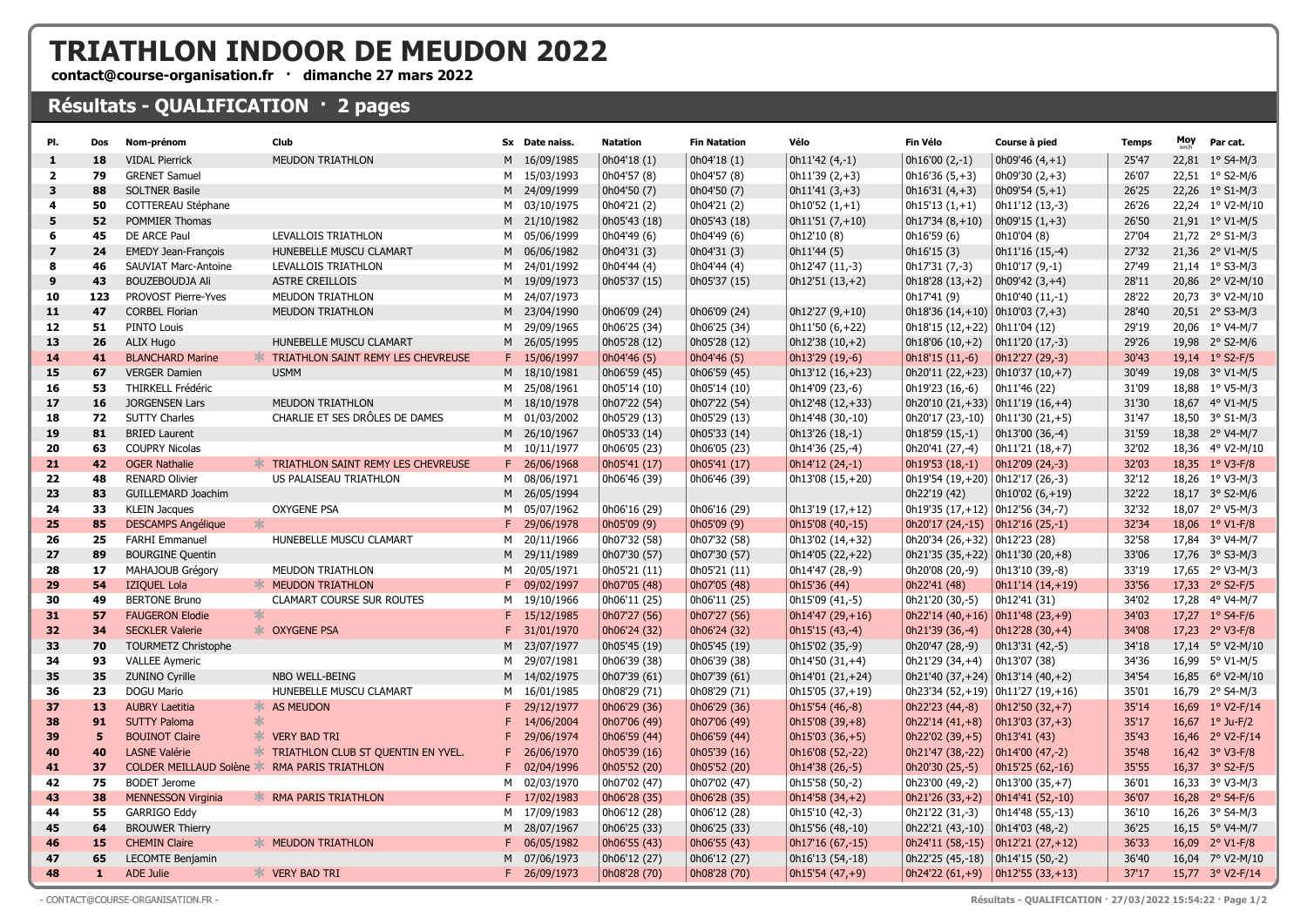# TRIATHLON INDOOR DE MEUDON 2022

**contact@course-organisation.fr · dimanche 27 mars 2022**

## Résultats - QUALIFICATION · 2 pages

| Pl. | Dos | Nom-prénom | Club | Sx | Date naiss. | Natation | Fin Natation | Vélo | Fin Vélo | Course à pied | Temps | Moy km/h | Par cat. |
|---|---|---|---|---|---|---|---|---|---|---|---|---|---|
| 1 | 18 | VIDAL Pierrick | MEUDON TRIATHLON | M | 16/09/1985 | 0h04'18 (1) | 0h04'18 (1) | 0h11'42 (4,-1) | 0h16'00 (2,-1) | 0h09'46 (4,+1) | 25'47 | 22,81 | 1° S4-M/3 |
| 2 | 79 | GRENET Samuel | | M | 15/03/1993 | 0h04'57 (8) | 0h04'57 (8) | 0h11'39 (2,+3) | 0h16'36 (5,+3) | 0h09'30 (2,+3) | 26'07 | 22,51 | 1° S2-M/6 |
| 3 | 88 | SOLTNER Basile | | M | 24/09/1999 | 0h04'50 (7) | 0h04'50 (7) | 0h11'41 (3,+3) | 0h16'31 (4,+3) | 0h09'54 (5,+1) | 26'25 | 22,26 | 1° S1-M/3 |
| 4 | 50 | COTTEREAU Stéphane | | M | 03/10/1975 | 0h04'21 (2) | 0h04'21 (2) | 0h10'52 (1,+1) | 0h15'13 (1,+1) | 0h11'12 (13,-3) | 26'26 | 22,24 | 1° V2-M/10 |
| 5 | 52 | POMMIER Thomas | | M | 21/10/1982 | 0h05'43 (18) | 0h05'43 (18) | 0h11'51 (7,+10) | 0h17'34 (8,+10) | 0h09'15 (1,+3) | 26'50 | 21,91 | 1° V1-M/5 |
| 6 | 45 | DE ARCE Paul | LEVALLOIS TRIATHLON | M | 05/06/1999 | 0h04'49 (6) | 0h04'49 (6) | 0h12'10 (8) | 0h16'59 (6) | 0h10'04 (8) | 27'04 | 21,72 | 2° S1-M/3 |
| 7 | 24 | EMEDY Jean-François | HUNEBELLE MUSCU CLAMART | M | 06/06/1982 | 0h04'31 (3) | 0h04'31 (3) | 0h11'44 (5) | 0h16'15 (3) | 0h11'16 (15,-4) | 27'32 | 21,36 | 2° V1-M/5 |
| 8 | 46 | SAUVIAT Marc-Antoine | LEVALLOIS TRIATHLON | M | 24/01/1992 | 0h04'44 (4) | 0h04'44 (4) | 0h12'47 (11,-3) | 0h17'31 (7,-3) | 0h10'17 (9,-1) | 27'49 | 21,14 | 1° S3-M/3 |
| 9 | 43 | BOUZEBOUDJA Ali | ASTRE CREILLOIS | M | 19/09/1973 | 0h05'37 (15) | 0h05'37 (15) | 0h12'51 (13,+2) | 0h18'28 (13,+2) | 0h09'42 (3,+4) | 28'11 | 20,86 | 2° V2-M/10 |
| 10 | 123 | PROVOST Pierre-Yves | MEUDON TRIATHLON | M | 24/07/1973 | | | | 0h17'41 (9) | 0h10'40 (11,-1) | 28'22 | 20,73 | 3° V2-M/10 |
| 11 | 47 | CORBEL Florian | MEUDON TRIATHLON | M | 23/04/1990 | 0h06'09 (24) | 0h06'09 (24) | 0h12'27 (9,+10) | 0h18'36 (14,+10) | 0h10'03 (7,+3) | 28'40 | 20,51 | 2° S3-M/3 |
| 12 | 51 | PINTO Louis | | M | 29/09/1965 | 0h06'25 (34) | 0h06'25 (34) | 0h11'50 (6,+22) | 0h18'15 (12,+22) | 0h11'04 (12) | 29'19 | 20,06 | 1° V4-M/7 |
| 13 | 26 | ALIX Hugo | HUNEBELLE MUSCU CLAMART | M | 26/05/1995 | 0h05'28 (12) | 0h05'28 (12) | 0h12'38 (10,+2) | 0h18'06 (10,+2) | 0h11'20 (17,-3) | 29'26 | 19,98 | 2° S2-M/6 |
| 14 | 41 | BLANCHARD Marine | TRIATHLON SAINT REMY LES CHEVREUSE | F | 15/06/1997 | 0h04'46 (5) | 0h04'46 (5) | 0h13'29 (19,-6) | 0h18'15 (11,-6) | 0h12'27 (29,-3) | 30'43 | 19,14 | 1° S2-F/5 |
| 15 | 67 | VERGER Damien | USMM | M | 18/10/1981 | 0h06'59 (45) | 0h06'59 (45) | 0h13'12 (16,+23) | 0h20'11 (22,+23) | 0h10'37 (10,+7) | 30'49 | 19,08 | 3° V1-M/5 |
| 16 | 53 | THIRKELL Frédéric | | M | 25/08/1961 | 0h05'14 (10) | 0h05'14 (10) | 0h14'09 (23,-6) | 0h19'23 (16,-6) | 0h11'46 (22) | 31'09 | 18,88 | 1° V5-M/3 |
| 17 | 16 | JORGENSEN Lars | MEUDON TRIATHLON | M | 18/10/1978 | 0h07'22 (54) | 0h07'22 (54) | 0h12'48 (12,+33) | 0h20'10 (21,+33) | 0h11'19 (16,+4) | 31'30 | 18,67 | 4° V1-M/5 |
| 18 | 72 | SUTTY Charles | CHARLIE ET SES DRÔLES DE DAMES | M | 01/03/2002 | 0h05'29 (13) | 0h05'29 (13) | 0h14'48 (30,-10) | 0h20'17 (23,-10) | 0h11'30 (21,+5) | 31'47 | 18,50 | 3° S1-M/3 |
| 19 | 81 | BRIED Laurent | | M | 26/10/1967 | 0h05'33 (14) | 0h05'33 (14) | 0h13'26 (18,-1) | 0h18'59 (15,-1) | 0h13'00 (36,-4) | 31'59 | 18,38 | 2° V4-M/7 |
| 20 | 63 | COUPRY Nicolas | | M | 10/11/1977 | 0h06'05 (23) | 0h06'05 (23) | 0h14'36 (25,-4) | 0h20'41 (27,-4) | 0h11'21 (18,+7) | 32'02 | 18,36 | 4° V2-M/10 |
| 21 | 42 | OGER Nathalie | TRIATHLON SAINT REMY LES CHEVREUSE | F | 26/06/1968 | 0h05'41 (17) | 0h05'41 (17) | 0h14'12 (24,-1) | 0h19'53 (18,-1) | 0h12'09 (24,-3) | 32'03 | 18,35 | 1° V3-F/8 |
| 22 | 48 | RENARD Olivier | US PALAISEAU TRIATHLON | M | 08/06/1971 | 0h06'46 (39) | 0h06'46 (39) | 0h13'08 (15,+20) | 0h19'54 (19,+20) | 0h12'17 (26,-3) | 32'12 | 18,26 | 1° V3-M/3 |
| 23 | 83 | GUILLEMARD Joachim | | M | 26/05/1994 | | | | 0h22'19 (42) | 0h10'02 (6,+19) | 32'22 | 18,17 | 3° S2-M/6 |
| 24 | 33 | KLEIN Jacques | OXYGENE PSA | M | 05/07/1962 | 0h06'16 (29) | 0h06'16 (29) | 0h13'19 (17,+12) | 0h19'35 (17,+12) | 0h12'56 (34,-7) | 32'32 | 18,07 | 2° V5-M/3 |
| 25 | 85 | DESCAMPS Angélique | | F | 29/06/1978 | 0h05'09 (9) | 0h05'09 (9) | 0h15'08 (40,-15) | 0h20'17 (24,-15) | 0h12'16 (25,-1) | 32'34 | 18,06 | 1° V1-F/8 |
| 26 | 25 | FARHI Emmanuel | HUNEBELLE MUSCU CLAMART | M | 20/11/1966 | 0h07'32 (58) | 0h07'32 (58) | 0h13'02 (14,+32) | 0h20'34 (26,+32) | 0h12'23 (28) | 32'58 | 17,84 | 3° V4-M/7 |
| 27 | 89 | BOURGINE Quentin | | M | 29/11/1989 | 0h07'30 (57) | 0h07'30 (57) | 0h14'05 (22,+22) | 0h21'35 (35,+22) | 0h11'30 (20,+8) | 33'06 | 17,76 | 3° S3-M/3 |
| 28 | 17 | MAHAJOUB Grégory | MEUDON TRIATHLON | M | 20/05/1971 | 0h05'21 (11) | 0h05'21 (11) | 0h14'47 (28,-9) | 0h20'08 (20,-9) | 0h13'10 (39,-8) | 33'19 | 17,65 | 2° V3-M/3 |
| 29 | 54 | IZIQUEL Lola | MEUDON TRIATHLON | F | 09/02/1997 | 0h07'05 (48) | 0h07'05 (48) | 0h15'36 (44) | 0h22'41 (48) | 0h11'14 (14,+19) | 33'56 | 17,33 | 2° S2-F/5 |
| 30 | 49 | BERTONE Bruno | CLAMART COURSE SUR ROUTES | M | 19/10/1966 | 0h06'11 (25) | 0h06'11 (25) | 0h15'09 (41,-5) | 0h21'20 (30,-5) | 0h12'41 (31) | 34'02 | 17,28 | 4° V4-M/7 |
| 31 | 57 | FAUGERON Elodie | | F | 15/12/1985 | 0h07'27 (56) | 0h07'27 (56) | 0h14'47 (29,+16) | 0h22'14 (40,+16) | 0h11'48 (23,+9) | 34'03 | 17,27 | 1° S4-F/6 |
| 32 | 34 | SECKLER Valerie | OXYGENE PSA | F | 31/01/1970 | 0h06'24 (32) | 0h06'24 (32) | 0h15'15 (43,-4) | 0h21'39 (36,-4) | 0h12'28 (30,+4) | 34'08 | 17,23 | 2° V3-F/8 |
| 33 | 70 | TOURMETZ Christophe | | M | 23/07/1977 | 0h05'45 (19) | 0h05'45 (19) | 0h15'02 (35,-9) | 0h20'47 (28,-9) | 0h13'31 (42,-5) | 34'18 | 17,14 | 5° V2-M/10 |
| 34 | 93 | VALLEE Aymeric | | M | 29/07/1981 | 0h06'39 (38) | 0h06'39 (38) | 0h14'50 (31,+4) | 0h21'29 (34,+4) | 0h13'07 (38) | 34'36 | 16,99 | 5° V1-M/5 |
| 35 | 35 | ZUNINO Cyrille | NBO WELL-BEING | M | 14/02/1975 | 0h07'39 (61) | 0h07'39 (61) | 0h14'01 (21,+24) | 0h21'40 (37,+24) | 0h13'14 (40,+2) | 34'54 | 16,85 | 6° V2-M/10 |
| 36 | 23 | DOGU Mario | HUNEBELLE MUSCU CLAMART | M | 16/01/1985 | 0h08'29 (71) | 0h08'29 (71) | 0h15'05 (37,+19) | 0h23'34 (52,+19) | 0h11'27 (19,+16) | 35'01 | 16,79 | 2° S4-M/3 |
| 37 | 13 | AUBRY Laetitia | AS MEUDON | F | 29/12/1977 | 0h06'29 (36) | 0h06'29 (36) | 0h15'54 (46,-8) | 0h22'23 (44,-8) | 0h12'50 (32,+7) | 35'14 | 16,69 | 1° V2-F/14 |
| 38 | 91 | SUTTY Paloma | | F | 14/06/2004 | 0h07'06 (49) | 0h07'06 (49) | 0h15'08 (39,+8) | 0h22'14 (41,+8) | 0h13'03 (37,+3) | 35'17 | 16,67 | 1° Ju-F/2 |
| 39 | 5 | BOUINOT Claire | VERY BAD TRI | F | 29/06/1974 | 0h06'59 (44) | 0h06'59 (44) | 0h15'03 (36,+5) | 0h22'02 (39,+5) | 0h13'41 (43) | 35'43 | 16,46 | 2° V2-F/14 |
| 40 | 40 | LASNE Valérie | TRIATHLON CLUB ST QUENTIN EN YVEL. | F | 26/06/1970 | 0h05'39 (16) | 0h05'39 (16) | 0h16'08 (52,-22) | 0h21'47 (38,-22) | 0h14'00 (47,-2) | 35'48 | 16,42 | 3° V3-F/8 |
| 41 | 37 | COLDER MEILLAUD Solène | RMA PARIS TRIATHLON | F | 02/04/1996 | 0h05'52 (20) | 0h05'52 (20) | 0h14'38 (26,-5) | 0h20'30 (25,-5) | 0h15'25 (62,-16) | 35'55 | 16,37 | 3° S2-F/5 |
| 42 | 75 | BODET Jerome | | M | 02/03/1970 | 0h07'02 (47) | 0h07'02 (47) | 0h15'58 (50,-2) | 0h23'00 (49,-2) | 0h13'00 (35,+7) | 36'01 | 16,33 | 3° V3-M/3 |
| 43 | 38 | MENNESSON Virginia | RMA PARIS TRIATHLON | F | 17/02/1983 | 0h06'28 (35) | 0h06'28 (35) | 0h14'58 (34,+2) | 0h21'26 (33,+2) | 0h14'41 (52,-10) | 36'07 | 16,28 | 2° S4-F/6 |
| 44 | 55 | GARRIGO Eddy | | M | 17/09/1983 | 0h06'12 (28) | 0h06'12 (28) | 0h15'10 (42,-3) | 0h21'22 (31,-3) | 0h14'48 (55,-13) | 36'10 | 16,26 | 3° S4-M/3 |
| 45 | 64 | BROUWER Thierry | | M | 28/07/1967 | 0h06'25 (33) | 0h06'25 (33) | 0h15'56 (48,-10) | 0h22'21 (43,-10) | 0h14'03 (48,-2) | 36'25 | 16,15 | 5° V4-M/7 |
| 46 | 15 | CHEMIN Claire | MEUDON TRIATHLON | F | 06/05/1982 | 0h06'55 (43) | 0h06'55 (43) | 0h17'16 (67,-15) | 0h24'11 (58,-15) | 0h12'21 (27,+12) | 36'33 | 16,09 | 2° V1-F/8 |
| 47 | 65 | LECOMTE Benjamin | | M | 07/06/1973 | 0h06'12 (27) | 0h06'12 (27) | 0h16'13 (54,-18) | 0h22'25 (45,-18) | 0h14'15 (50,-2) | 36'40 | 16,04 | 7° V2-M/10 |
| 48 | 1 | ADE Julie | VERY BAD TRI | F | 26/09/1973 | 0h08'28 (70) | 0h08'28 (70) | 0h15'54 (47,+9) | 0h24'22 (61,+9) | 0h12'55 (33,+13) | 37'17 | 15,77 | 3° V2-F/14 |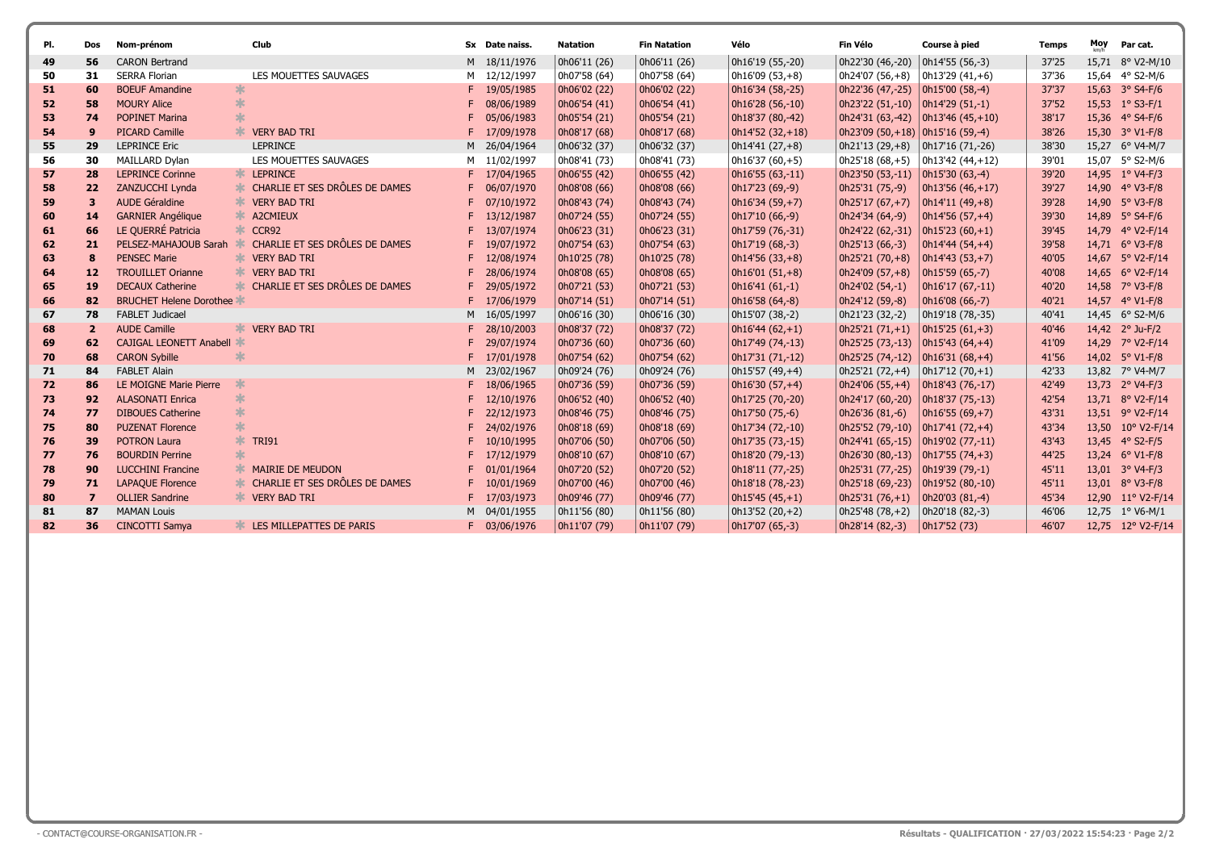| Pl. | Dos | Nom-prénom | Club | Sx | Date naiss. | Natation | Fin Natation | Vélo | Fin Vélo | Course à pied | Temps | Moy km/h | Par cat. |
|---|---|---|---|---|---|---|---|---|---|---|---|---|---|
| 49 | 56 | CARON Bertrand | | M | 18/11/1976 | 0h06'11 (26) | 0h06'11 (26) | 0h16'19 (55,-20) | 0h22'30 (46,-20) | 0h14'55 (56,-3) | 37'25 | 15,71 | 8° V2-M/10 |
| 50 | 31 | SERRA Florian | LES MOUETTES SAUVAGES | M | 12/12/1997 | 0h07'58 (64) | 0h07'58 (64) | 0h16'09 (53,+8) | 0h24'07 (56,+8) | 0h13'29 (41,+6) | 37'36 | 15,64 | 4° S2-M/6 |
| 51 | 60 | BOEUF Amandine | | F | 19/05/1985 | 0h06'02 (22) | 0h06'02 (22) | 0h16'34 (58,-25) | 0h22'36 (47,-25) | 0h15'00 (58,-4) | 37'37 | 15,63 | 3° S4-F/6 |
| 52 | 58 | MOURY Alice | | F | 08/06/1989 | 0h06'54 (41) | 0h06'54 (41) | 0h16'28 (56,-10) | 0h23'22 (51,-10) | 0h14'29 (51,-1) | 37'52 | 15,53 | 1° S3-F/1 |
| 53 | 74 | POPINET Marina | | F | 05/06/1983 | 0h05'54 (21) | 0h05'54 (21) | 0h18'37 (80,-42) | 0h24'31 (63,-42) | 0h13'46 (45,+10) | 38'17 | 15,36 | 4° S4-F/6 |
| 54 | 9 | PICARD Camille | VERY BAD TRI | F | 17/09/1978 | 0h08'17 (68) | 0h08'17 (68) | 0h14'52 (32,+18) | 0h23'09 (50,+18) | 0h15'16 (59,-4) | 38'26 | 15,30 | 3° V1-F/8 |
| 55 | 29 | LEPRINCE Eric | LEPRINCE | M | 26/04/1964 | 0h06'32 (37) | 0h06'32 (37) | 0h14'41 (27,+8) | 0h21'13 (29,+8) | 0h17'16 (71,-26) | 38'30 | 15,27 | 6° V4-M/7 |
| 56 | 30 | MAILLARD Dylan | LES MOUETTES SAUVAGES | M | 11/02/1997 | 0h08'41 (73) | 0h08'41 (73) | 0h16'37 (60,+5) | 0h25'18 (68,+5) | 0h13'42 (44,+12) | 39'01 | 15,07 | 5° S2-M/6 |
| 57 | 28 | LEPRINCE Corinne | LEPRINCE | F | 17/04/1965 | 0h06'55 (42) | 0h06'55 (42) | 0h16'55 (63,-11) | 0h23'50 (53,-11) | 0h15'30 (63,-4) | 39'20 | 14,95 | 1° V4-F/3 |
| 58 | 22 | ZANZUCCHI Lynda | CHARLIE ET SES DRÔLES DE DAMES | F | 06/07/1970 | 0h08'08 (66) | 0h08'08 (66) | 0h17'23 (69,-9) | 0h25'31 (75,-9) | 0h13'56 (46,+17) | 39'27 | 14,90 | 4° V3-F/8 |
| 59 | 3 | AUDE Géraldine | VERY BAD TRI | F | 07/10/1972 | 0h08'43 (74) | 0h08'43 (74) | 0h16'34 (59,+7) | 0h25'17 (67,+7) | 0h14'11 (49,+8) | 39'28 | 14,90 | 5° V3-F/8 |
| 60 | 14 | GARNIER Angélique | A2CMIEUX | F | 13/12/1987 | 0h07'24 (55) | 0h07'24 (55) | 0h17'10 (66,-9) | 0h24'34 (64,-9) | 0h14'56 (57,+4) | 39'30 | 14,89 | 5° S4-F/6 |
| 61 | 66 | LE QUERRÉ Patricia | CCR92 | F | 13/07/1974 | 0h06'23 (31) | 0h06'23 (31) | 0h17'59 (76,-31) | 0h24'22 (62,-31) | 0h15'23 (60,+1) | 39'45 | 14,79 | 4° V2-F/14 |
| 62 | 21 | PELSEZ-MAHAJOUB Sarah | CHARLIE ET SES DRÔLES DE DAMES | F | 19/07/1972 | 0h07'54 (63) | 0h07'54 (63) | 0h17'19 (68,-3) | 0h25'13 (66,-3) | 0h14'44 (54,+4) | 39'58 | 14,71 | 6° V3-F/8 |
| 63 | 8 | PENSEC Marie | VERY BAD TRI | F | 12/08/1974 | 0h10'25 (78) | 0h10'25 (78) | 0h14'56 (33,+8) | 0h25'21 (70,+8) | 0h14'43 (53,+7) | 40'05 | 14,67 | 5° V2-F/14 |
| 64 | 12 | TROUILLET Orianne | VERY BAD TRI | F | 28/06/1974 | 0h08'08 (65) | 0h08'08 (65) | 0h16'01 (51,+8) | 0h24'09 (57,+8) | 0h15'59 (65,-7) | 40'08 | 14,65 | 6° V2-F/14 |
| 65 | 19 | DECAUX Catherine | CHARLIE ET SES DRÔLES DE DAMES | F | 29/05/1972 | 0h07'21 (53) | 0h07'21 (53) | 0h16'41 (61,-1) | 0h24'02 (54,-1) | 0h16'17 (67,-11) | 40'20 | 14,58 | 7° V3-F/8 |
| 66 | 82 | BRUCHET Helene Dorothee | | F | 17/06/1979 | 0h07'14 (51) | 0h07'14 (51) | 0h16'58 (64,-8) | 0h24'12 (59,-8) | 0h16'08 (66,-7) | 40'21 | 14,57 | 4° V1-F/8 |
| 67 | 78 | FABLET Judicael | | M | 16/05/1997 | 0h06'16 (30) | 0h06'16 (30) | 0h15'07 (38,-2) | 0h21'23 (32,-2) | 0h19'18 (78,-35) | 40'41 | 14,45 | 6° S2-M/6 |
| 68 | 2 | AUDE Camille | VERY BAD TRI | F | 28/10/2003 | 0h08'37 (72) | 0h08'37 (72) | 0h16'44 (62,+1) | 0h25'21 (71,+1) | 0h15'25 (61,+3) | 40'46 | 14,42 | 2° Ju-F/2 |
| 69 | 62 | CAJIGAL LEONETT Anabell | | F | 29/07/1974 | 0h07'36 (60) | 0h07'36 (60) | 0h17'49 (74,-13) | 0h25'25 (73,-13) | 0h15'43 (64,+4) | 41'09 | 14,29 | 7° V2-F/14 |
| 70 | 68 | CARON Sybille | | F | 17/01/1978 | 0h07'54 (62) | 0h07'54 (62) | 0h17'31 (71,-12) | 0h25'25 (74,-12) | 0h16'31 (68,+4) | 41'56 | 14,02 | 5° V1-F/8 |
| 71 | 84 | FABLET Alain | | M | 23/02/1967 | 0h09'24 (76) | 0h09'24 (76) | 0h15'57 (49,+4) | 0h25'21 (72,+4) | 0h17'12 (70,+1) | 42'33 | 13,82 | 7° V4-M/7 |
| 72 | 86 | LE MOIGNE Marie Pierre | | F | 18/06/1965 | 0h07'36 (59) | 0h07'36 (59) | 0h16'30 (57,+4) | 0h24'06 (55,+4) | 0h18'43 (76,-17) | 42'49 | 13,73 | 2° V4-F/3 |
| 73 | 92 | ALASONATI Enrica | | F | 12/10/1976 | 0h06'52 (40) | 0h06'52 (40) | 0h17'25 (70,-20) | 0h24'17 (60,-20) | 0h18'37 (75,-13) | 42'54 | 13,71 | 8° V2-F/14 |
| 74 | 77 | DIBOUES Catherine | | F | 22/12/1973 | 0h08'46 (75) | 0h08'46 (75) | 0h17'50 (75,-6) | 0h26'36 (81,-6) | 0h16'55 (69,+7) | 43'31 | 13,51 | 9° V2-F/14 |
| 75 | 80 | PUZENAT Florence | | F | 24/02/1976 | 0h08'18 (69) | 0h08'18 (69) | 0h17'34 (72,-10) | 0h25'52 (79,-10) | 0h17'41 (72,+4) | 43'34 | 13,50 | 10° V2-F/14 |
| 76 | 39 | POTRON Laura | TRI91 | F | 10/10/1995 | 0h07'06 (50) | 0h07'06 (50) | 0h17'35 (73,-15) | 0h24'41 (65,-15) | 0h19'02 (77,-11) | 43'43 | 13,45 | 4° S2-F/5 |
| 77 | 76 | BOURDIN Perrine | | F | 17/12/1979 | 0h08'10 (67) | 0h08'10 (67) | 0h18'20 (79,-13) | 0h26'30 (80,-13) | 0h17'55 (74,+3) | 44'25 | 13,24 | 6° V1-F/8 |
| 78 | 90 | LUCCHINI Francine | MAIRIE DE MEUDON | F | 01/01/1964 | 0h07'20 (52) | 0h07'20 (52) | 0h18'11 (77,-25) | 0h25'31 (77,-25) | 0h19'39 (79,-1) | 45'11 | 13,01 | 3° V4-F/3 |
| 79 | 71 | LAPAQUE Florence | CHARLIE ET SES DRÔLES DE DAMES | F | 10/01/1969 | 0h07'00 (46) | 0h07'00 (46) | 0h18'18 (78,-23) | 0h25'18 (69,-23) | 0h19'52 (80,-10) | 45'11 | 13,01 | 8° V3-F/8 |
| 80 | 7 | OLLIER Sandrine | VERY BAD TRI | F | 17/03/1973 | 0h09'46 (77) | 0h09'46 (77) | 0h15'45 (45,+1) | 0h25'31 (76,+1) | 0h20'03 (81,-4) | 45'34 | 12,90 | 11° V2-F/14 |
| 81 | 87 | MAMAN Louis | | M | 04/01/1955 | 0h11'56 (80) | 0h11'56 (80) | 0h13'52 (20,+2) | 0h25'48 (78,+2) | 0h20'18 (82,-3) | 46'06 | 12,75 | 1° V6-M/1 |
| 82 | 36 | CINCOTTI Samya | LES MILLEPATTES DE PARIS | F | 03/06/1976 | 0h11'07 (79) | 0h11'07 (79) | 0h17'07 (65,-3) | 0h28'14 (82,-3) | 0h17'52 (73) | 46'07 | 12,75 | 12° V2-F/14 |

- CONTACT@COURSE-ORGANISATION.FR -

Résultats - QUALIFICATION · 27/03/2022 15:54:23